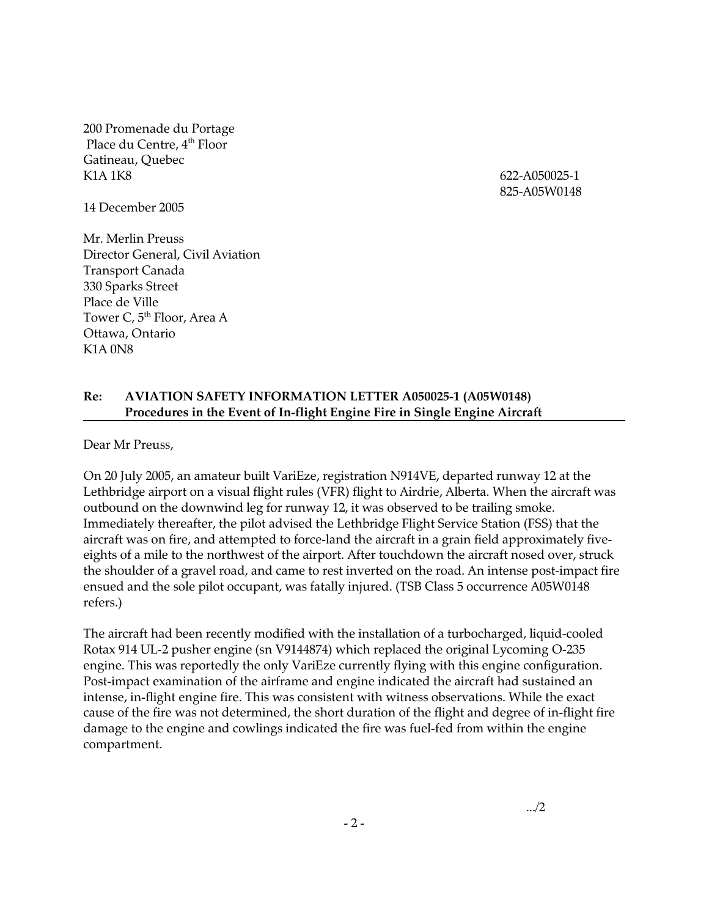200 Promenade du Portage
Place du Centre, 4th Floor
Gatineau, Quebec
K1A 1K8

622-A050025-1
825-A05W0148

14 December 2005

Mr. Merlin Preuss
Director General, Civil Aviation
Transport Canada
330 Sparks Street
Place de Ville
Tower C, 5th Floor, Area A
Ottawa, Ontario
K1A 0N8

**Re: AVIATION SAFETY INFORMATION LETTER A050025-1 (A05W0148)**
**Procedures in the Event of In-flight Engine Fire in Single Engine Aircraft**

Dear Mr Preuss,

On 20 July 2005, an amateur built VariEze, registration N914VE, departed runway 12 at the Lethbridge airport on a visual flight rules (VFR) flight to Airdrie, Alberta. When the aircraft was outbound on the downwind leg for runway 12, it was observed to be trailing smoke. Immediately thereafter, the pilot advised the Lethbridge Flight Service Station (FSS) that the aircraft was on fire, and attempted to force-land the aircraft in a grain field approximately five-eights of a mile to the northwest of the airport. After touchdown the aircraft nosed over, struck the shoulder of a gravel road, and came to rest inverted on the road. An intense post-impact fire ensued and the sole pilot occupant, was fatally injured. (TSB Class 5 occurrence A05W0148 refers.)

The aircraft had been recently modified with the installation of a turbocharged, liquid-cooled Rotax 914 UL-2 pusher engine (sn V9144874) which replaced the original Lycoming O-235 engine. This was reportedly the only VariEze currently flying with this engine configuration. Post-impact examination of the airframe and engine indicated the aircraft had sustained an intense, in-flight engine fire. This was consistent with witness observations. While the exact cause of the fire was not determined, the short duration of the flight and degree of in-flight fire damage to the engine and cowlings indicated the fire was fuel-fed from within the engine compartment.

.../2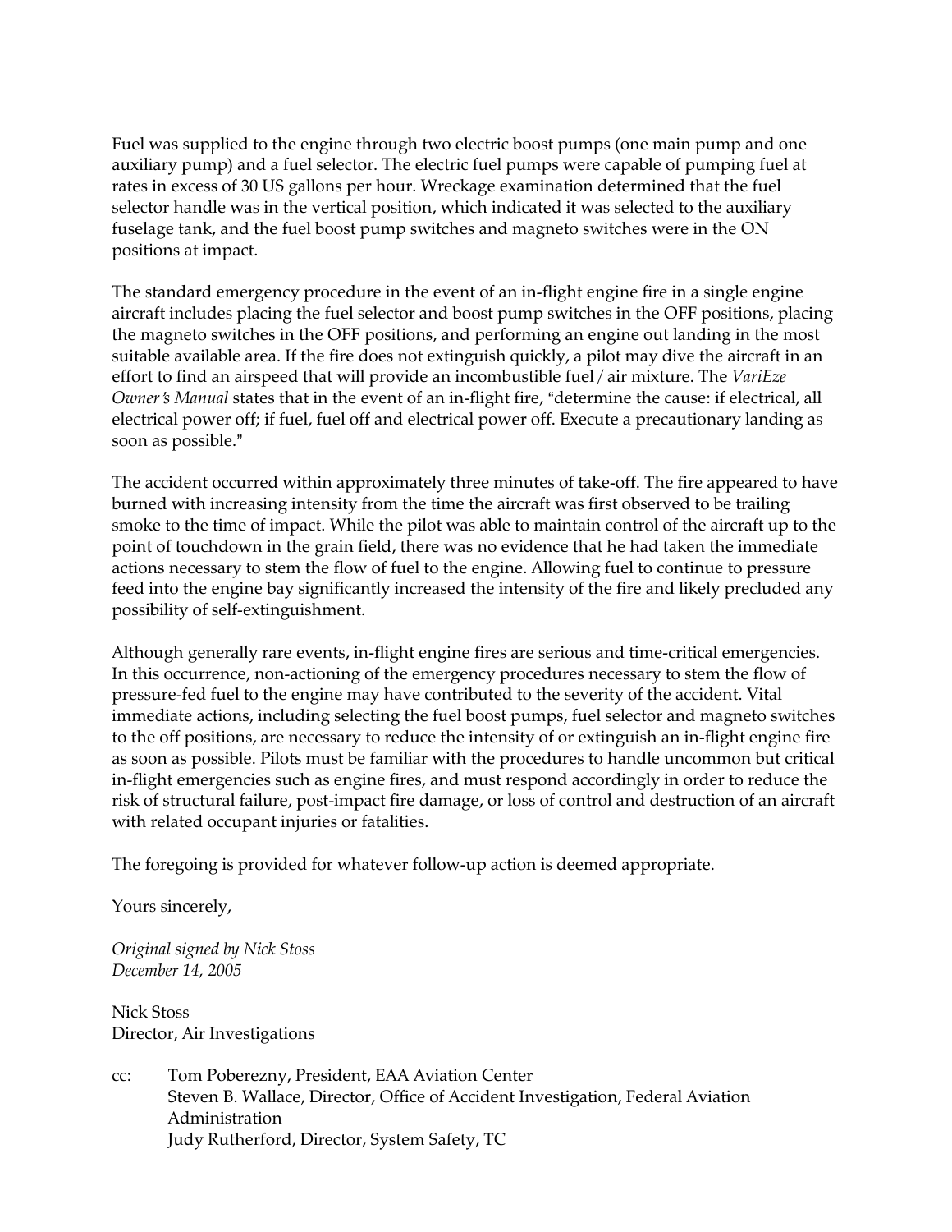Fuel was supplied to the engine through two electric boost pumps (one main pump and one auxiliary pump) and a fuel selector. The electric fuel pumps were capable of pumping fuel at rates in excess of 30 US gallons per hour. Wreckage examination determined that the fuel selector handle was in the vertical position, which indicated it was selected to the auxiliary fuselage tank, and the fuel boost pump switches and magneto switches were in the ON positions at impact.

The standard emergency procedure in the event of an in-flight engine fire in a single engine aircraft includes placing the fuel selector and boost pump switches in the OFF positions, placing the magneto switches in the OFF positions, and performing an engine out landing in the most suitable available area. If the fire does not extinguish quickly, a pilot may dive the aircraft in an effort to find an airspeed that will provide an incombustible fuel / air mixture. The *VariEze Owner's Manual* states that in the event of an in-flight fire, "determine the cause: if electrical, all electrical power off; if fuel, fuel off and electrical power off. Execute a precautionary landing as soon as possible."

The accident occurred within approximately three minutes of take-off. The fire appeared to have burned with increasing intensity from the time the aircraft was first observed to be trailing smoke to the time of impact. While the pilot was able to maintain control of the aircraft up to the point of touchdown in the grain field, there was no evidence that he had taken the immediate actions necessary to stem the flow of fuel to the engine. Allowing fuel to continue to pressure feed into the engine bay significantly increased the intensity of the fire and likely precluded any possibility of self-extinguishment.

Although generally rare events, in-flight engine fires are serious and time-critical emergencies. In this occurrence, non-actioning of the emergency procedures necessary to stem the flow of pressure-fed fuel to the engine may have contributed to the severity of the accident. Vital immediate actions, including selecting the fuel boost pumps, fuel selector and magneto switches to the off positions, are necessary to reduce the intensity of or extinguish an in-flight engine fire as soon as possible. Pilots must be familiar with the procedures to handle uncommon but critical in-flight emergencies such as engine fires, and must respond accordingly in order to reduce the risk of structural failure, post-impact fire damage, or loss of control and destruction of an aircraft with related occupant injuries or fatalities.

The foregoing is provided for whatever follow-up action is deemed appropriate.

Yours sincerely,

*Original signed by Nick Stoss*
*December 14, 2005*

Nick Stoss
Director, Air Investigations

cc: Tom Poberezny, President, EAA Aviation Center
Steven B. Wallace, Director, Office of Accident Investigation, Federal Aviation Administration
Judy Rutherford, Director, System Safety, TC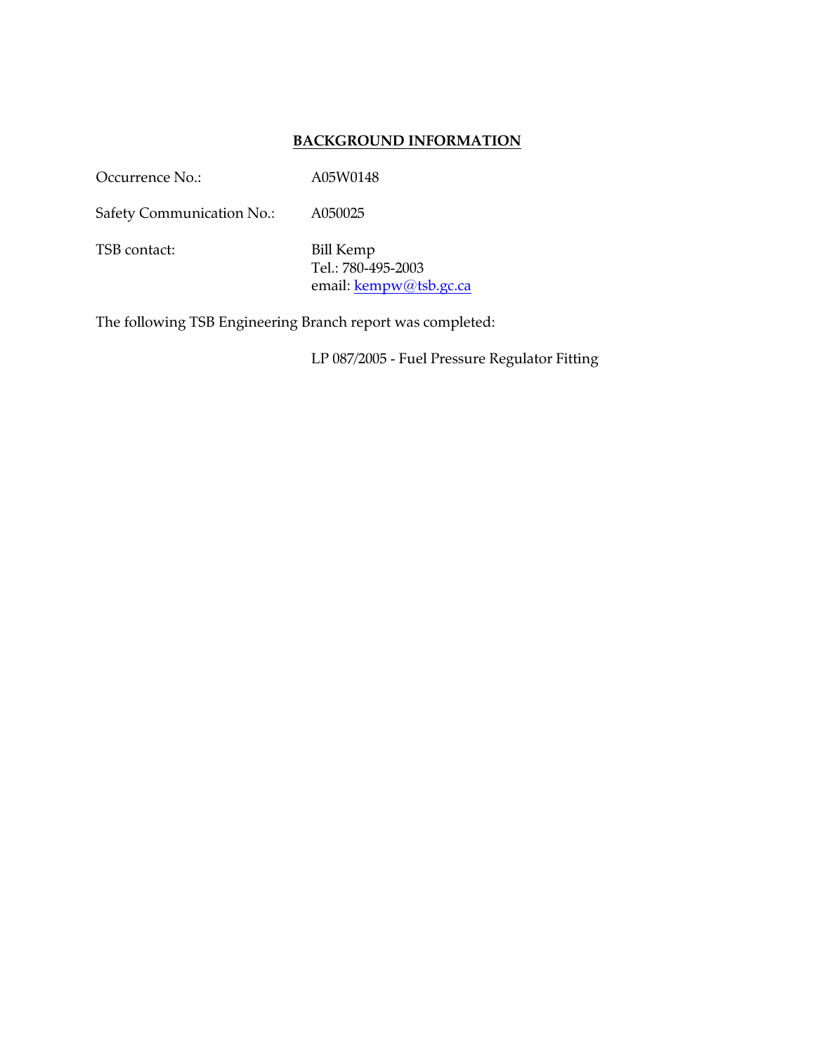## BACKGROUND INFORMATION

Occurrence No.: A05W0148

Safety Communication No.: A050025

TSB contact: Bill Kemp
Tel.: 780-495-2003
email: kempw@tsb.gc.ca

The following TSB Engineering Branch report was completed:

LP 087/2005 - Fuel Pressure Regulator Fitting